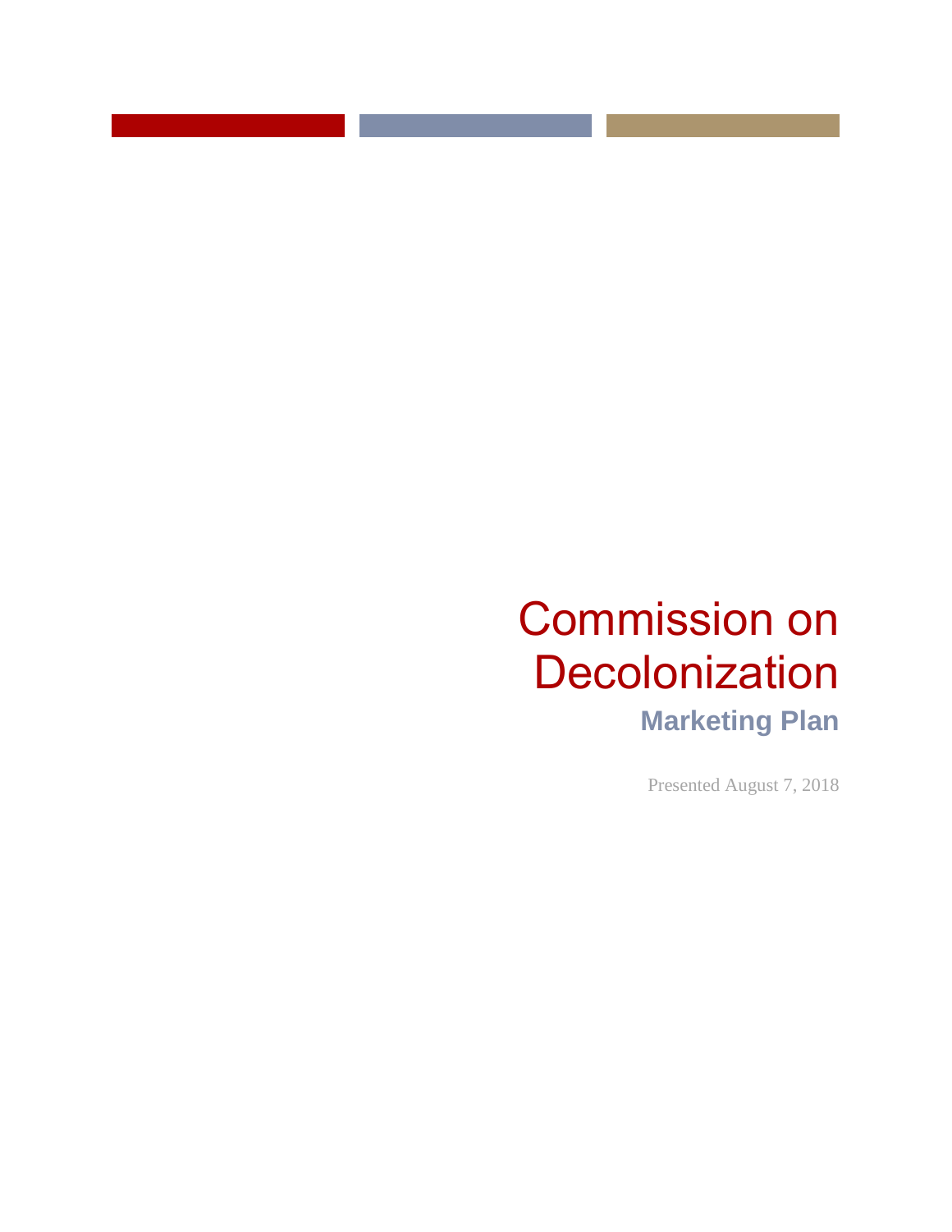# Commission on Decolonization

## Marketing Plan

Presented August 7, 2018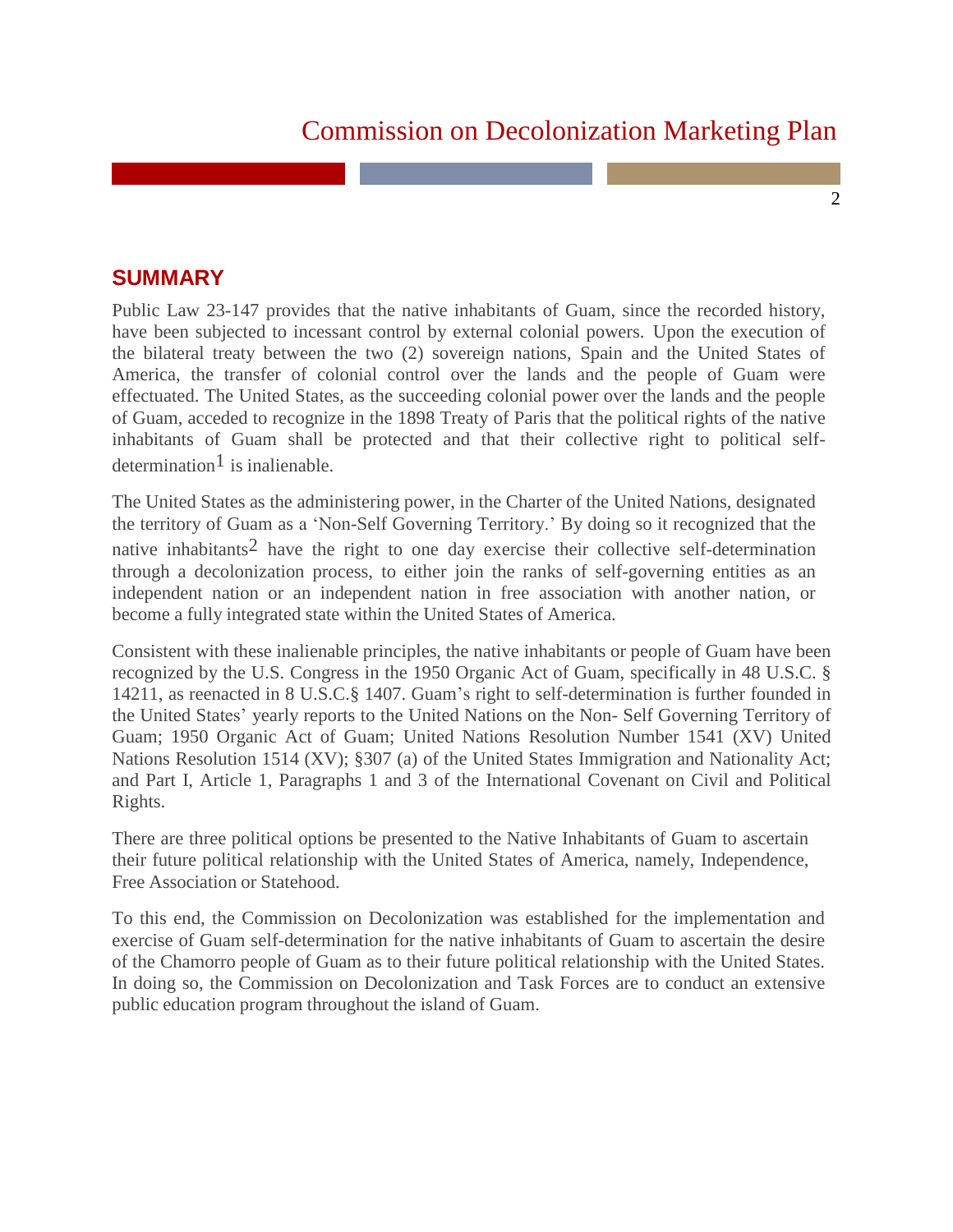## SUMMARY

Public Law 23-147 provides that the native inhabitants of Guam, since the recorded history, have been subjected to incessant control by external colonial powers. Upon the execution of the bilateral treaty between the two (2) sovereign nations, Spain and the United States of America, the transfer of colonial control over the lands and the people of Guam were effectuated. The United States, as the succeeding colonial power over the lands and the people of Guam, acceded to recognize in the 1898 Treaty of Paris that the political rights of the native inhabitants of Guam shall be protected and that their collective right to political self-determination[1] is inalienable.

The United States as the administering power, in the Charter of the United Nations, designated the territory of Guam as a 'Non-Self Governing Territory.' By doing so it recognized that the native inhabitants[2] have the right to one day exercise their collective self-determination through a decolonization process, to either join the ranks of self-governing entities as an independent nation or an independent nation in free association with another nation, or become a fully integrated state within the United States of America.

Consistent with these inalienable principles, the native inhabitants or people of Guam have been recognized by the U.S. Congress in the 1950 Organic Act of Guam, specifically in 48 U.S.C. § 14211, as reenacted in 8 U.S.C.§ 1407. Guam's right to self-determination is further founded in the United States' yearly reports to the United Nations on the Non- Self Governing Territory of Guam; 1950 Organic Act of Guam; United Nations Resolution Number 1541 (XV) United Nations Resolution 1514 (XV); §307 (a) of the United States Immigration and Nationality Act; and Part I, Article 1, Paragraphs 1 and 3 of the International Covenant on Civil and Political Rights.

There are three political options be presented to the Native Inhabitants of Guam to ascertain their future political relationship with the United States of America, namely, Independence, Free Association or Statehood.

To this end, the Commission on Decolonization was established for the implementation and exercise of Guam self-determination for the native inhabitants of Guam to ascertain the desire of the Chamorro people of Guam as to their future political relationship with the United States. In doing so, the Commission on Decolonization and Task Forces are to conduct an extensive public education program throughout the island of Guam.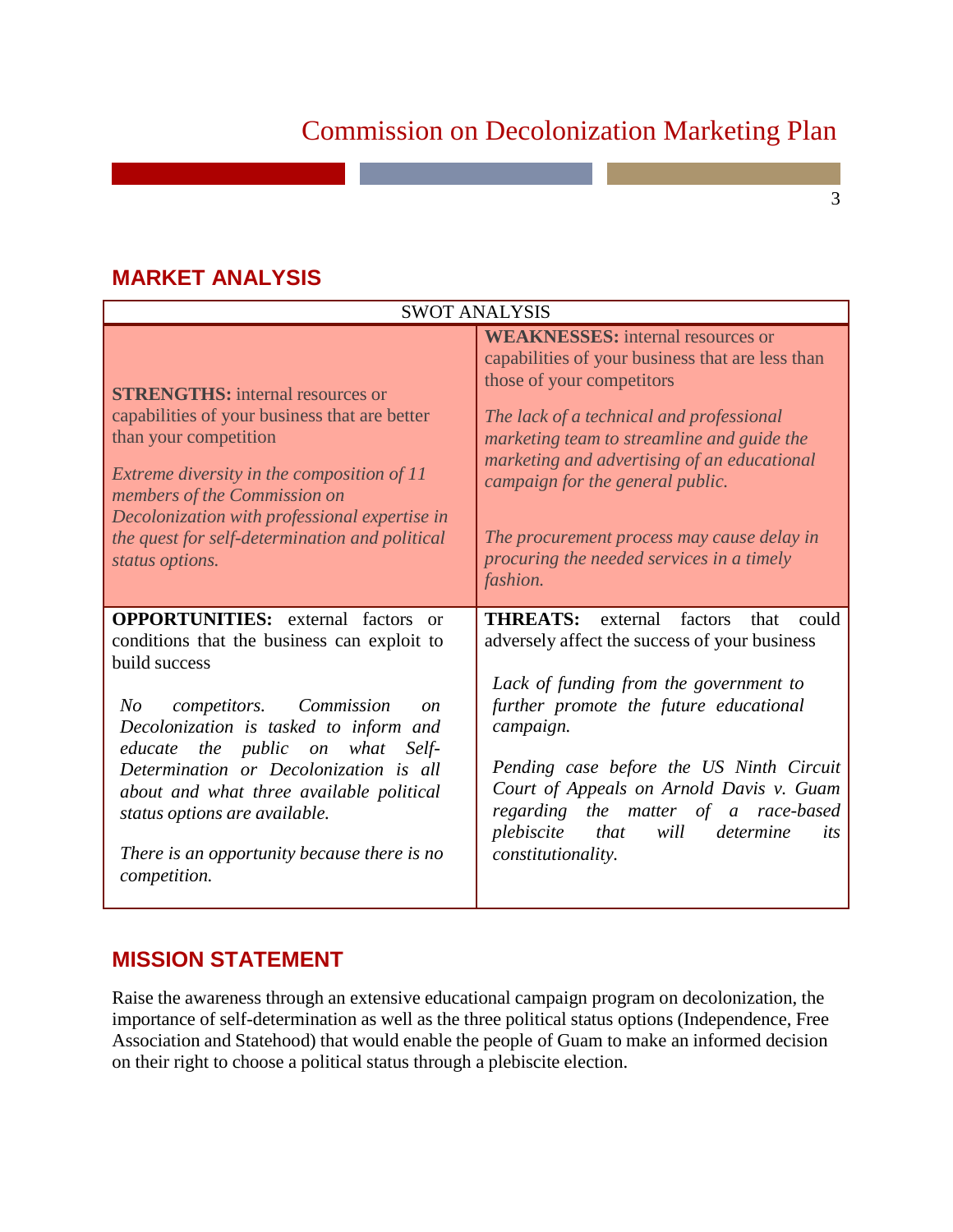## MARKET ANALYSIS

| SWOT ANALYSIS | |
|---|---|
| **STRENGTHS:** internal resources or capabilities of your business that are better than your competition<br><br>*Extreme diversity in the composition of 11 members of the Commission on Decolonization with professional expertise in the quest for self-determination and political status options.* | **WEAKNESSES:** internal resources or capabilities of your business that are less than those of your competitors<br><br>*The lack of a technical and professional marketing team to streamline and guide the marketing and advertising of an educational campaign for the general public.*<br><br>*The procurement process may cause delay in procuring the needed services in a timely fashion.* |
| **OPPORTUNITIES:** external factors or conditions that the business can exploit to build success<br><br>*No competitors. Commission on Decolonization is tasked to inform and educate the public on what Self-Determination or Decolonization is all about and what three available political status options are available.*<br><br>*There is an opportunity because there is no competition.* | **THREATS:** external factors that could adversely affect the success of your business<br><br>*Lack of funding from the government to further promote the future educational campaign.*<br><br>*Pending case before the US Ninth Circuit Court of Appeals on Arnold Davis v. Guam regarding the matter of a race-based plebiscite that will determine its constitutionality.* |

## MISSION STATEMENT

Raise the awareness through an extensive educational campaign program on decolonization, the importance of self-determination as well as the three political status options (Independence, Free Association and Statehood) that would enable the people of Guam to make an informed decision on their right to choose a political status through a plebiscite election.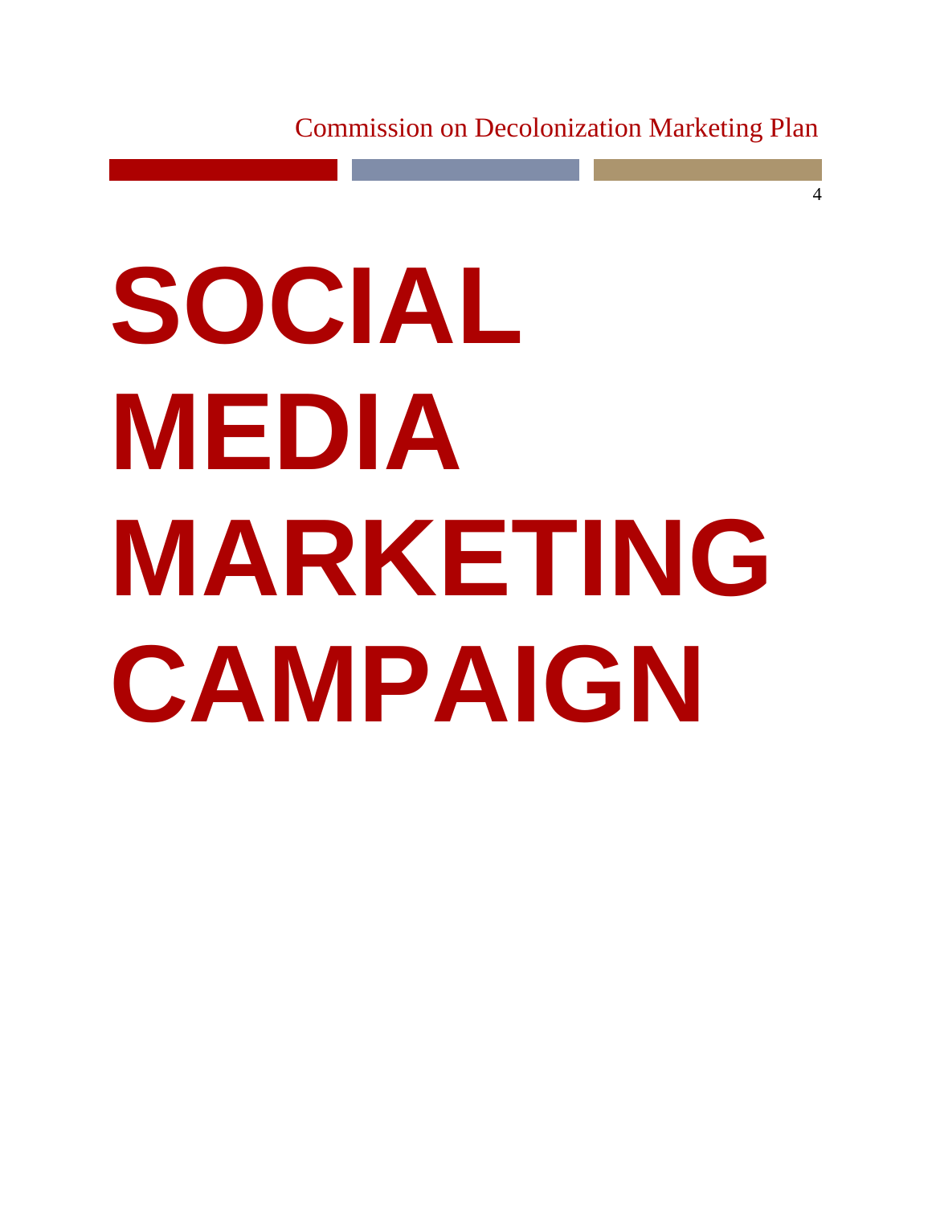# SOCIAL MEDIA MARKETING CAMPAIGN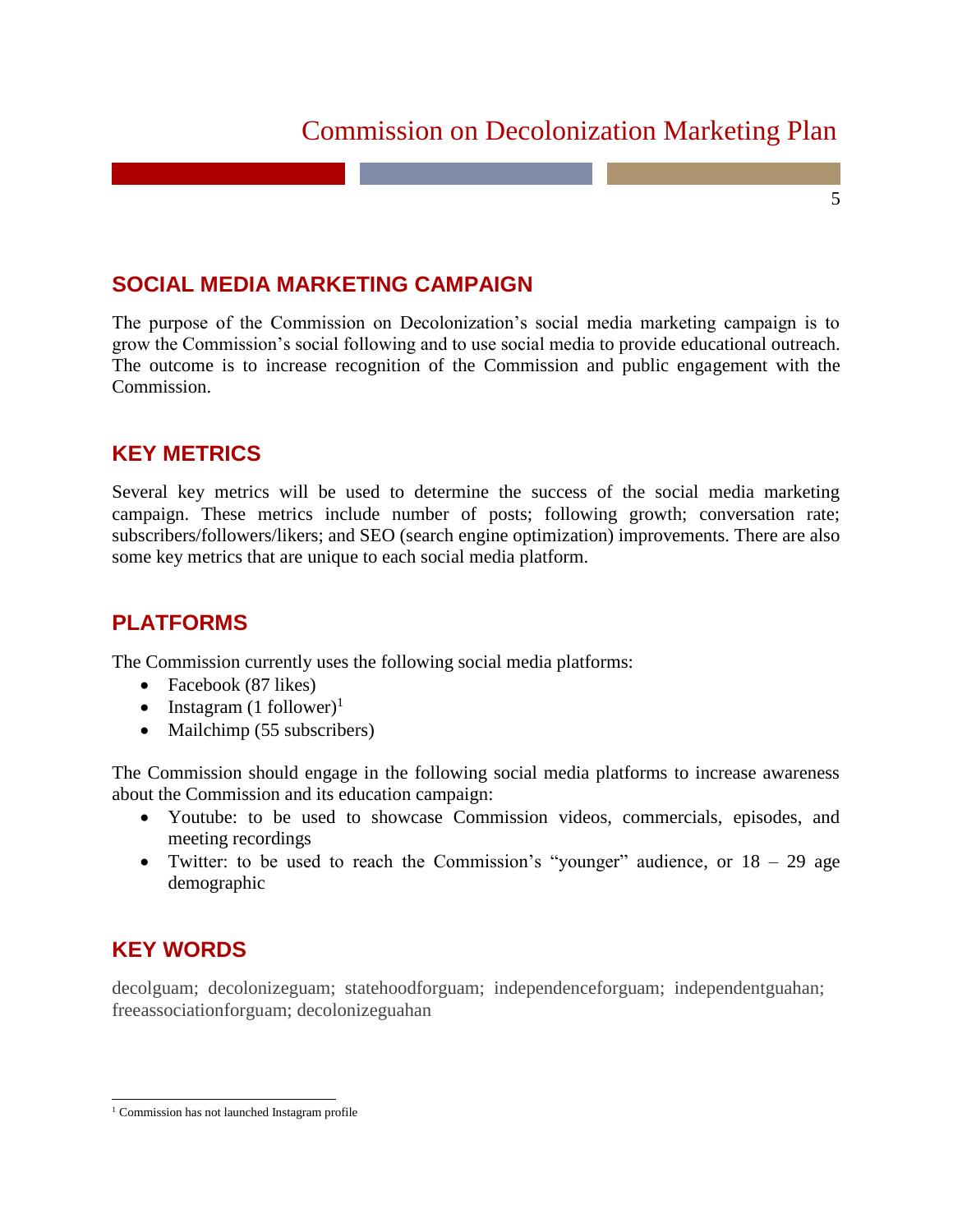## SOCIAL MEDIA MARKETING CAMPAIGN

The purpose of the Commission on Decolonization's social media marketing campaign is to grow the Commission's social following and to use social media to provide educational outreach. The outcome is to increase recognition of the Commission and public engagement with the Commission.

## KEY METRICS

Several key metrics will be used to determine the success of the social media marketing campaign. These metrics include number of posts; following growth; conversation rate; subscribers/followers/likers; and SEO (search engine optimization) improvements. There are also some key metrics that are unique to each social media platform.

## PLATFORMS

The Commission currently uses the following social media platforms:

- Facebook (87 likes)
- Instagram (1 follower)[1]
- Mailchimp (55 subscribers)

The Commission should engage in the following social media platforms to increase awareness about the Commission and its education campaign:

- Youtube: to be used to showcase Commission videos, commercials, episodes, and meeting recordings
- Twitter: to be used to reach the Commission's "younger" audience, or 18 – 29 age demographic

## KEY WORDS

decolguam; decolonizeguam; statehoodforguam; independenceforguam; independentguahan; freeassociationforguam; decolonizeguahan

---

[1] Commission has not launched Instagram profile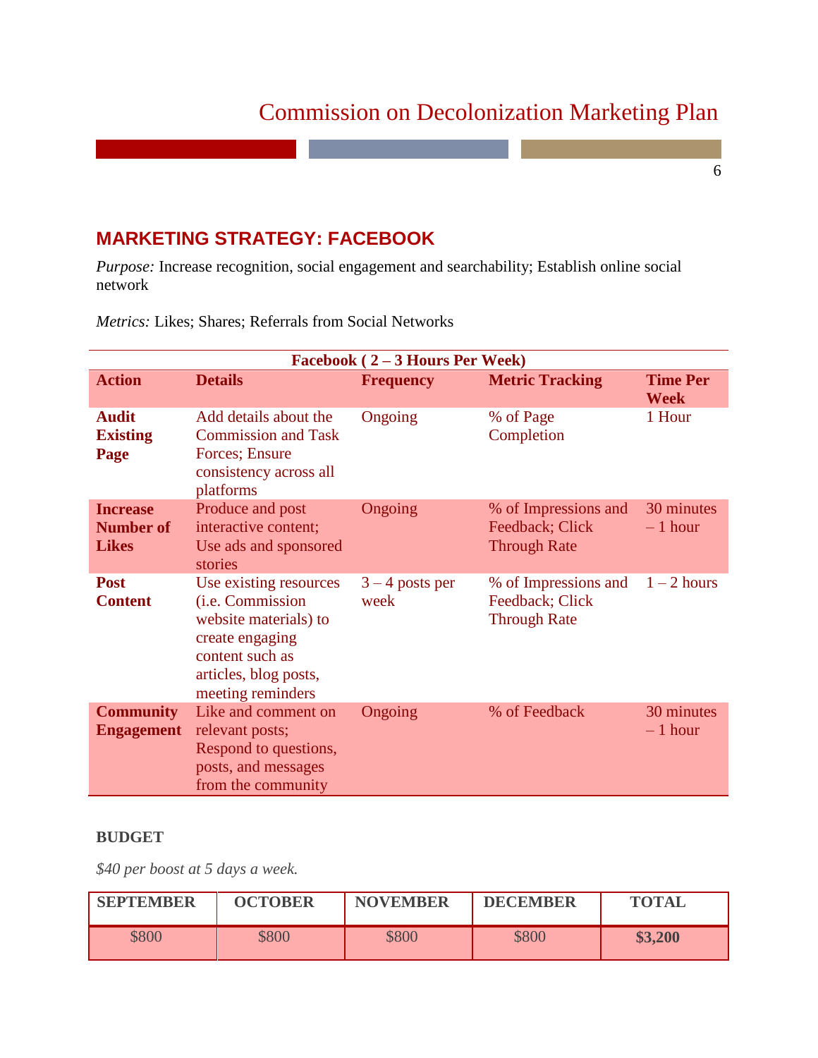## MARKETING STRATEGY: FACEBOOK

*Purpose:* Increase recognition, social engagement and searchability; Establish online social network

*Metrics:* Likes; Shares; Referrals from Social Networks

| Facebook ( 2 – 3 Hours Per Week) | | | | |
|---|---|---|---|---|
| **Action** | **Details** | **Frequency** | **Metric Tracking** | **Time Per Week** |
| **Audit Existing Page** | Add details about the Commission and Task Forces; Ensure consistency across all platforms | Ongoing | % of Page Completion | 1 Hour |
| **Increase Number of Likes** | Produce and post interactive content; Use ads and sponsored stories | Ongoing | % of Impressions and Feedback; Click Through Rate | 30 minutes – 1 hour |
| **Post Content** | Use existing resources (i.e. Commission website materials) to create engaging content such as articles, blog posts, meeting reminders | 3 – 4 posts per week | % of Impressions and Feedback; Click Through Rate | 1 – 2 hours |
| **Community Engagement** | Like and comment on relevant posts; Respond to questions, posts, and messages from the community | Ongoing | % of Feedback | 30 minutes – 1 hour |

**BUDGET**

*$40 per boost at 5 days a week.*

| SEPTEMBER | OCTOBER | NOVEMBER | DECEMBER | TOTAL |
|---|---|---|---|---|
| $800 | $800 | $800 | $800 | **$3,200** |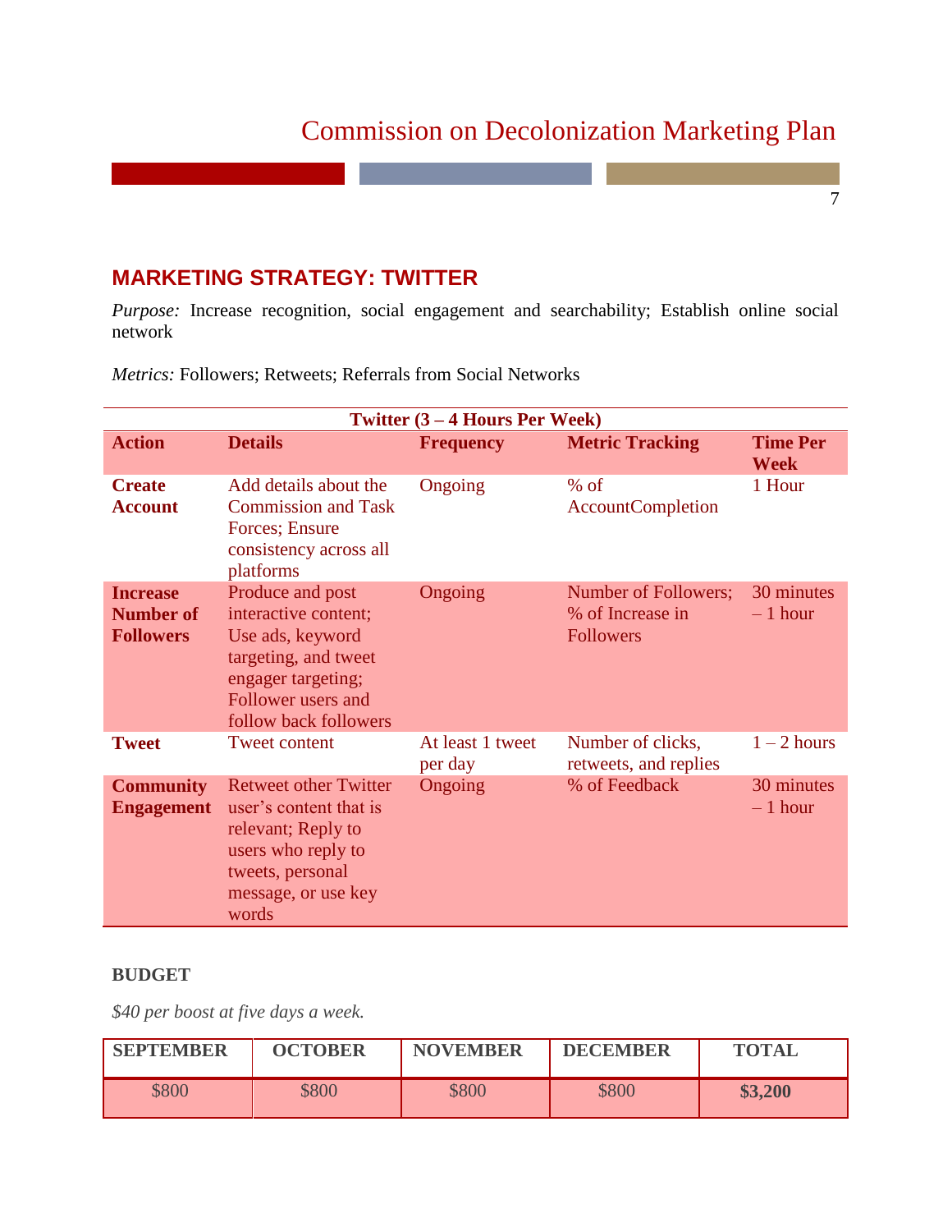## MARKETING STRATEGY: TWITTER

*Purpose:* Increase recognition, social engagement and searchability; Establish online social network

*Metrics:* Followers; Retweets; Referrals from Social Networks

| Twitter (3 – 4 Hours Per Week) | | | | |
|---|---|---|---|---|
| **Action** | **Details** | **Frequency** | **Metric Tracking** | **Time Per Week** |
| **Create Account** | Add details about the Commission and Task Forces; Ensure consistency across all platforms | Ongoing | % of AccountCompletion | 1 Hour |
| **Increase Number of Followers** | Produce and post interactive content; Use ads, keyword targeting, and tweet engager targeting; Follower users and follow back followers | Ongoing | Number of Followers; % of Increase in Followers | 30 minutes – 1 hour |
| **Tweet** | Tweet content | At least 1 tweet per day | Number of clicks, retweets, and replies | 1 – 2 hours |
| **Community Engagement** | Retweet other Twitter user's content that is relevant; Reply to users who reply to tweets, personal message, or use key words | Ongoing | % of Feedback | 30 minutes – 1 hour |

**BUDGET**

*$40 per boost at five days a week.*

| SEPTEMBER | OCTOBER | NOVEMBER | DECEMBER | TOTAL |
|---|---|---|---|---|
| $800 | $800 | $800 | $800 | **$3,200** |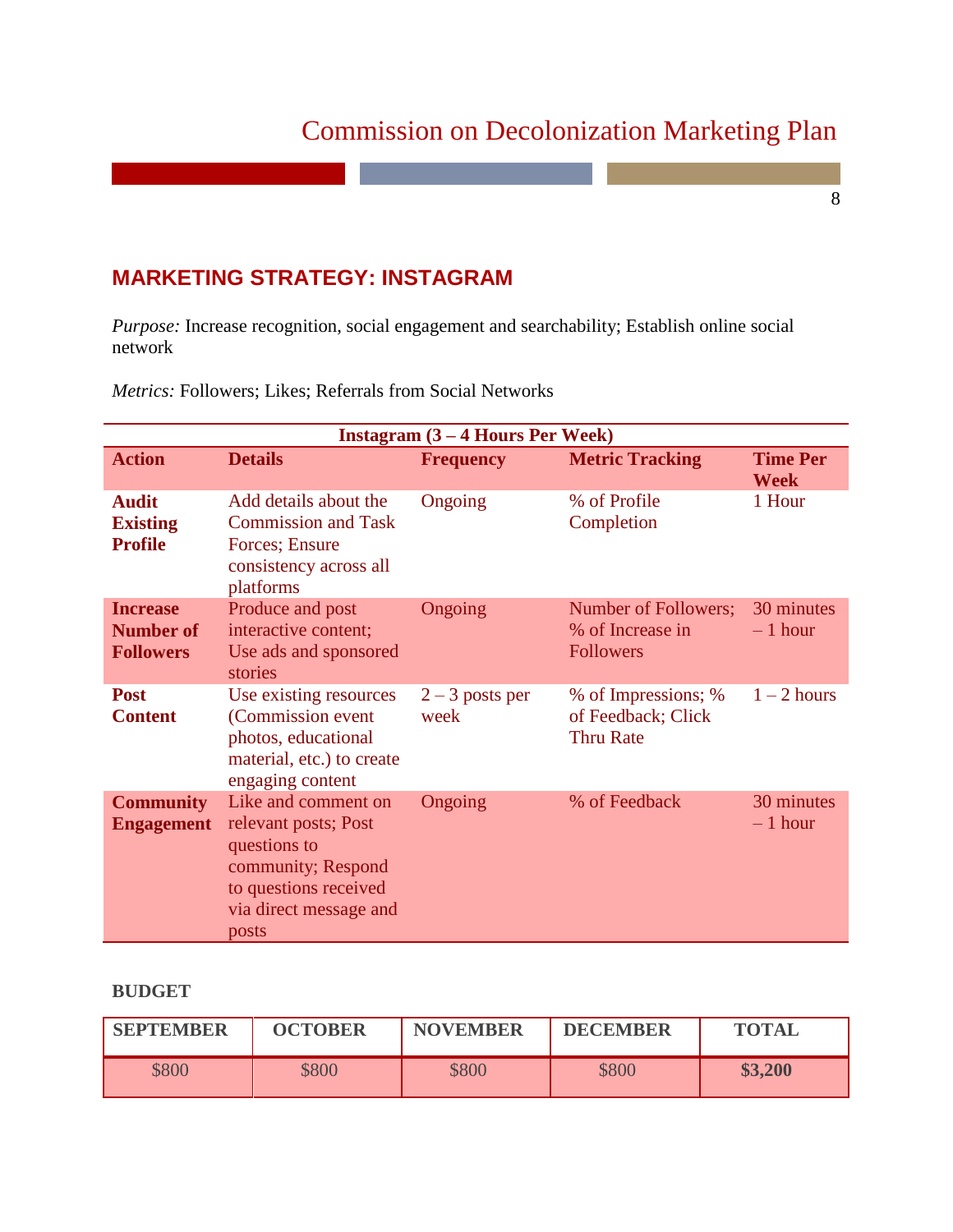## MARKETING STRATEGY: INSTAGRAM

*Purpose:* Increase recognition, social engagement and searchability; Establish online social network

*Metrics:* Followers; Likes; Referrals from Social Networks

| Instagram (3 – 4 Hours Per Week) | | | | |
|---|---|---|---|---|
| **Action** | **Details** | **Frequency** | **Metric Tracking** | **Time Per Week** |
| **Audit Existing Profile** | Add details about the Commission and Task Forces; Ensure consistency across all platforms | Ongoing | % of Profile Completion | 1 Hour |
| **Increase Number of Followers** | Produce and post interactive content; Use ads and sponsored stories | Ongoing | Number of Followers; % of Increase in Followers | 30 minutes – 1 hour |
| **Post Content** | Use existing resources (Commission event photos, educational material, etc.) to create engaging content | 2 – 3 posts per week | % of Impressions; % of Feedback; Click Thru Rate | 1 – 2 hours |
| **Community Engagement** | Like and comment on relevant posts; Post questions to community; Respond to questions received via direct message and posts | Ongoing | % of Feedback | 30 minutes – 1 hour |

**BUDGET**

| SEPTEMBER | OCTOBER | NOVEMBER | DECEMBER | TOTAL |
|---|---|---|---|---|
| $800 | $800 | $800 | $800 | **$3,200** |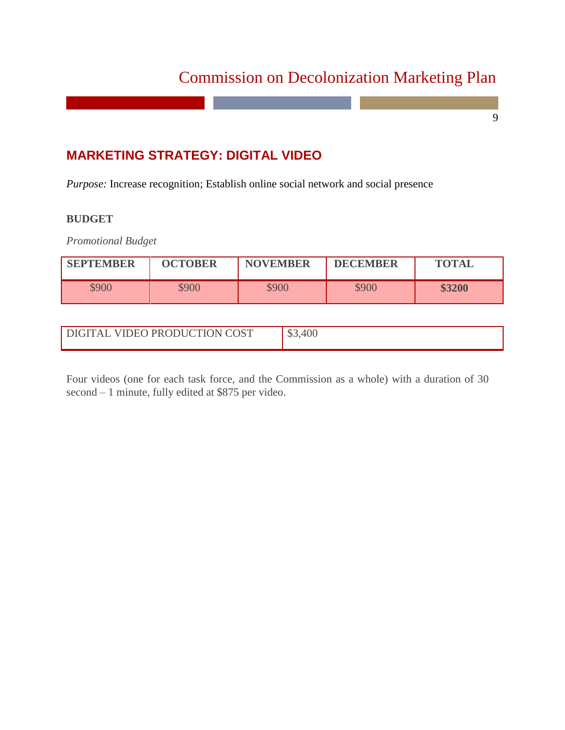## MARKETING STRATEGY: DIGITAL VIDEO

*Purpose:* Increase recognition; Establish online social network and social presence

### BUDGET

*Promotional Budget*

| SEPTEMBER | OCTOBER | NOVEMBER | DECEMBER | TOTAL |
|---|---|---|---|---|
| $900 | $900 | $900 | $900 | **$3200** |

| DIGITAL VIDEO PRODUCTION COST | $3,400 |
|---|---|

Four videos (one for each task force, and the Commission as a whole) with a duration of 30 second – 1 minute, fully edited at $875 per video.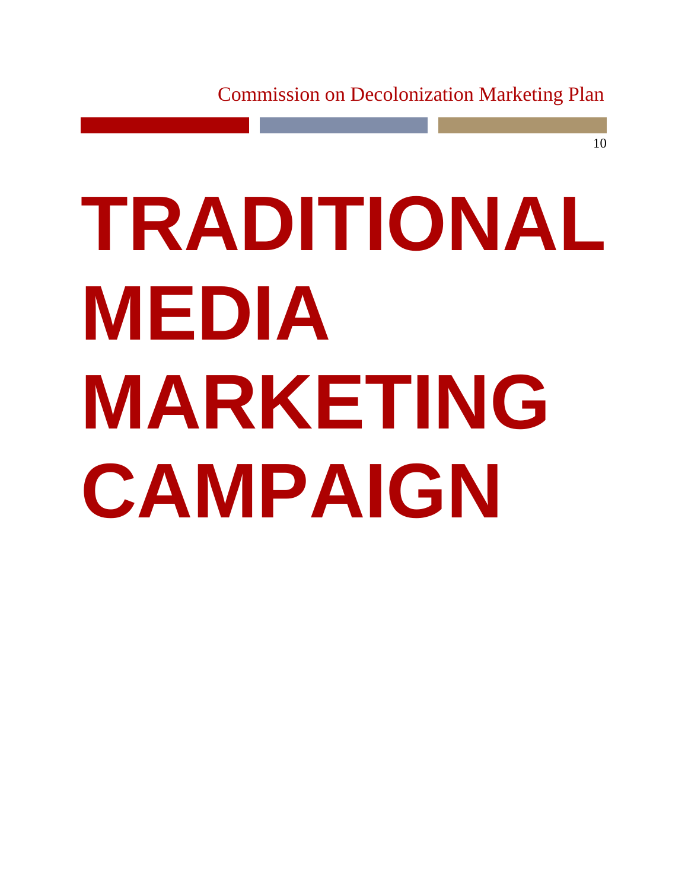# TRADITIONAL MEDIA MARKETING CAMPAIGN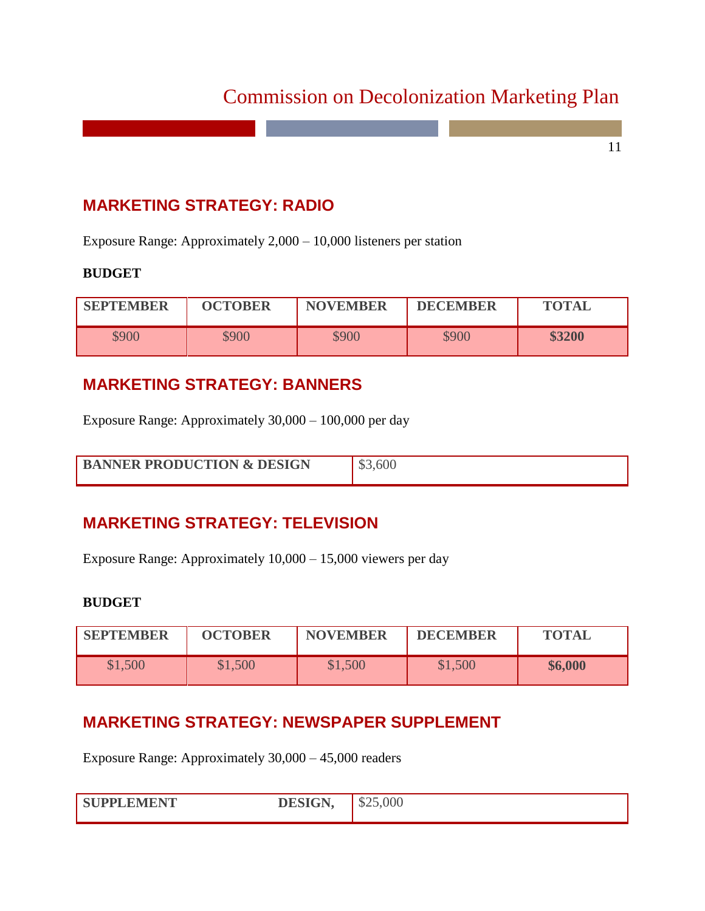## MARKETING STRATEGY: RADIO

Exposure Range: Approximately 2,000 – 10,000 listeners per station

**BUDGET**

| SEPTEMBER | OCTOBER | NOVEMBER | DECEMBER | TOTAL |
|---|---|---|---|---|
| $900 | $900 | $900 | $900 | **$3200** |

## MARKETING STRATEGY: BANNERS

Exposure Range: Approximately 30,000 – 100,000 per day

| BANNER PRODUCTION & DESIGN | $3,600 |
|---|---|

## MARKETING STRATEGY: TELEVISION

Exposure Range: Approximately 10,000 – 15,000 viewers per day

**BUDGET**

| SEPTEMBER | OCTOBER | NOVEMBER | DECEMBER | TOTAL |
|---|---|---|---|---|
| $1,500 | $1,500 | $1,500 | $1,500 | **$6,000** |

## MARKETING STRATEGY: NEWSPAPER SUPPLEMENT

Exposure Range: Approximately 30,000 – 45,000 readers

| SUPPLEMENT DESIGN, | $25,000 |
|---|---|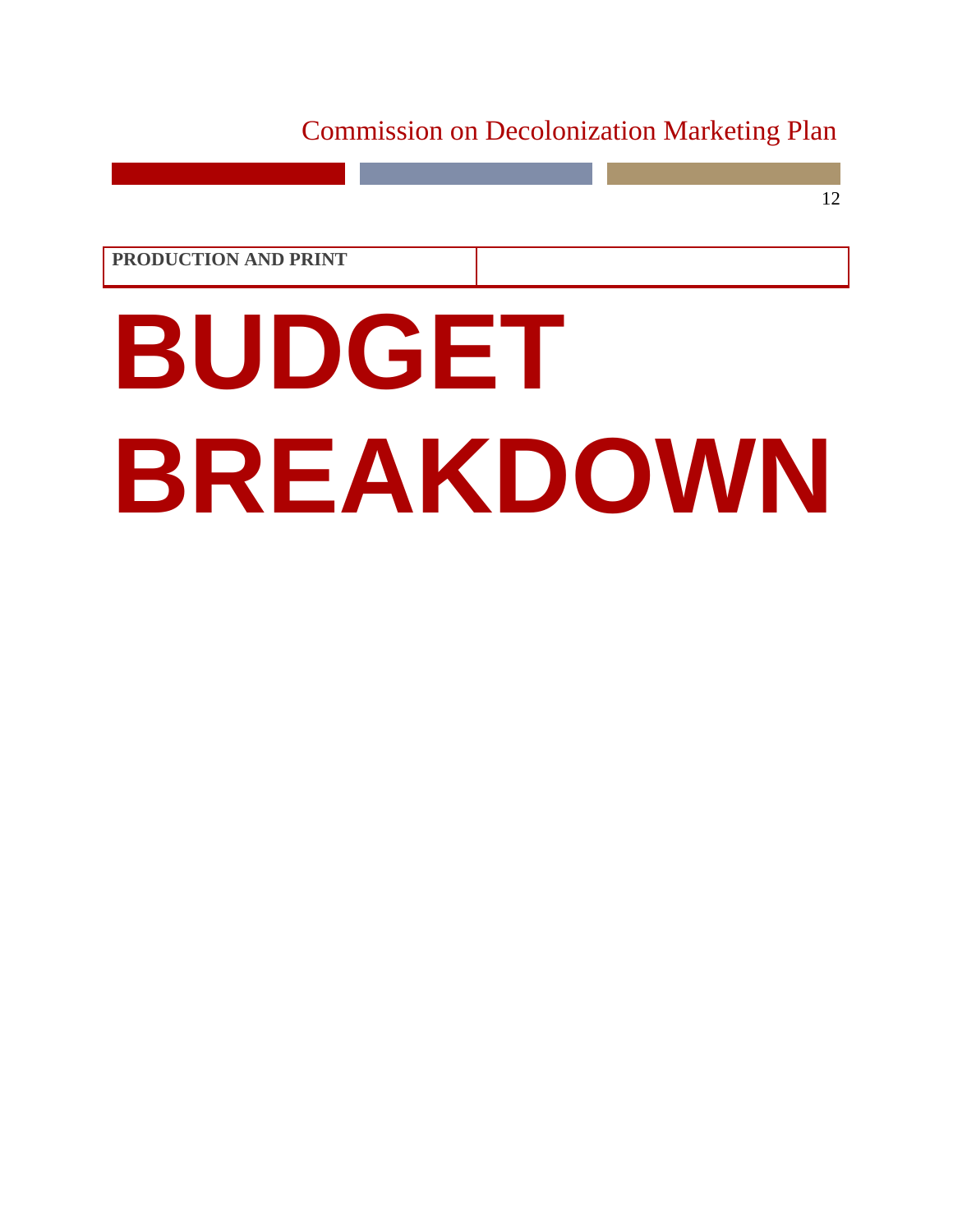| PRODUCTION AND PRINT | |
|---|---|

# BUDGET BREAKDOWN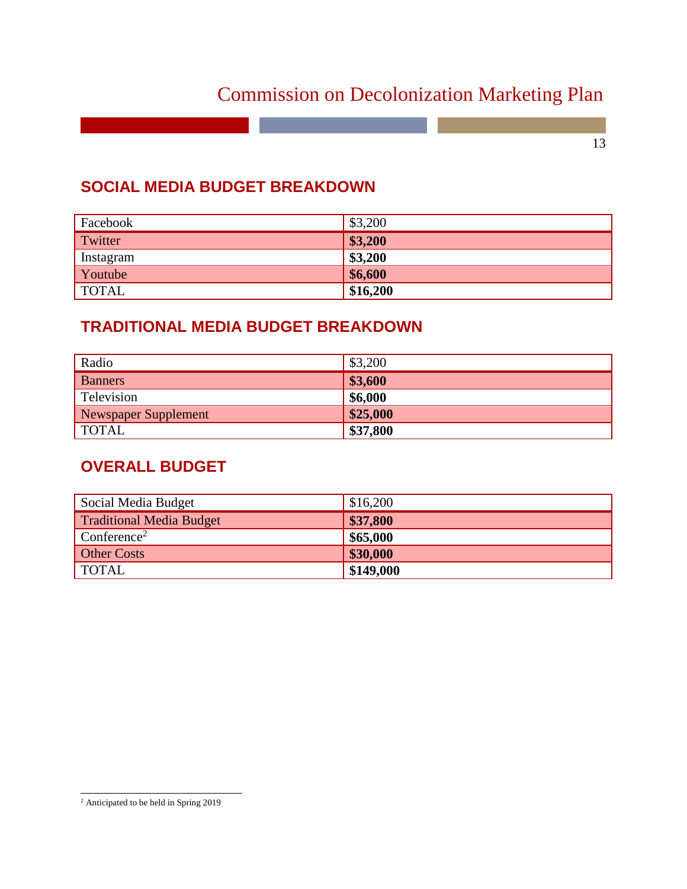## SOCIAL MEDIA BUDGET BREAKDOWN

| | |
|---|---|
| Facebook | $3,200 |
| Twitter | **$3,200** |
| Instagram | **$3,200** |
| Youtube | **$6,600** |
| TOTAL | **$16,200** |

## TRADITIONAL MEDIA BUDGET BREAKDOWN

| | |
|---|---|
| Radio | $3,200 |
| Banners | **$3,600** |
| Television | **$6,000** |
| Newspaper Supplement | **$25,000** |
| TOTAL | **$37,800** |

## OVERALL BUDGET

| | |
|---|---|
| Social Media Budget | $16,200 |
| Traditional Media Budget | **$37,800** |
| Conference[2] | **$65,000** |
| Other Costs | **$30,000** |
| TOTAL | **$149,000** |

[2] Anticipated to be held in Spring 2019